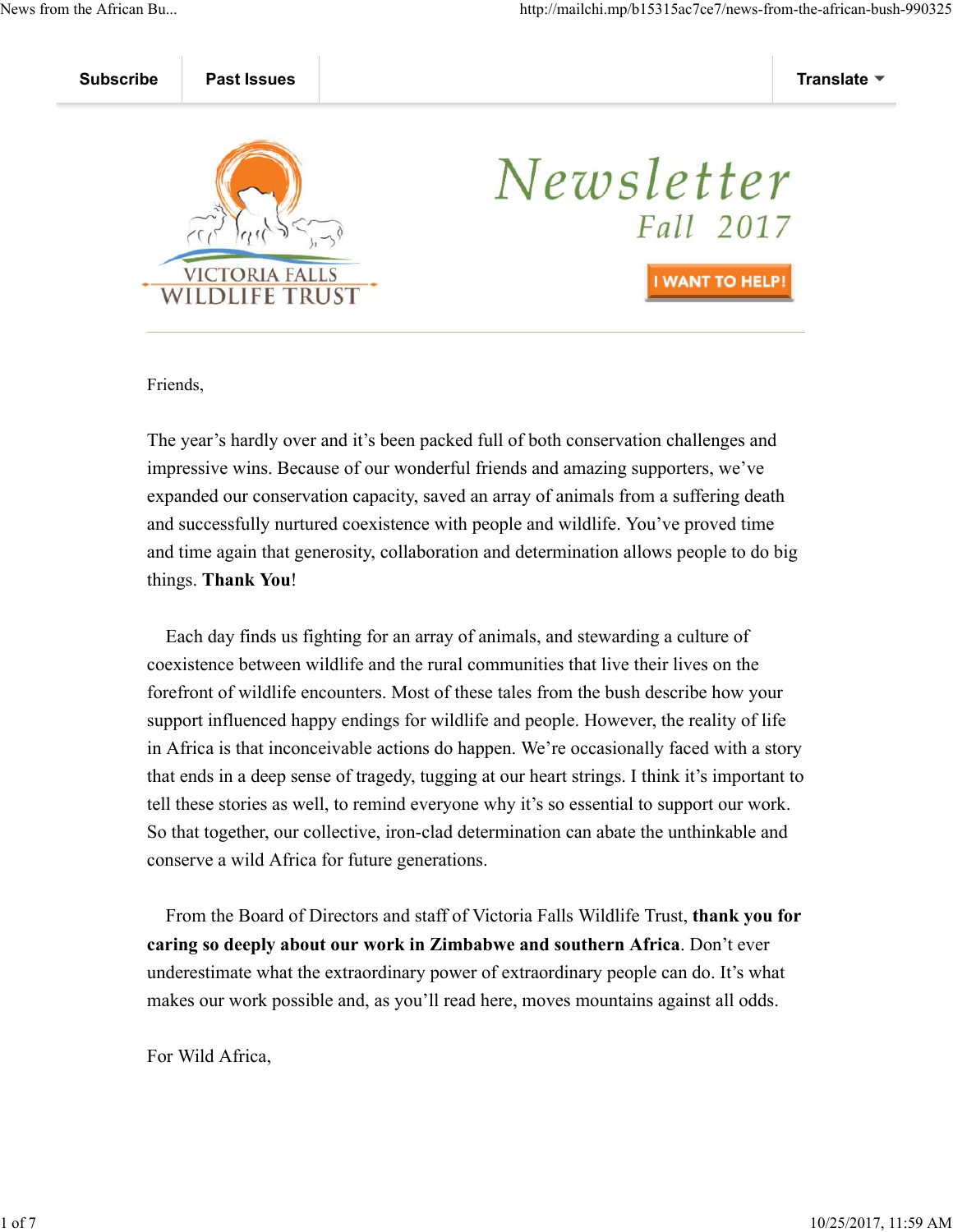Subscribe | Past Issues | Translate

VICTORIA FALLS WILDLIFE TRUST

# Newsletter
## Fall 2017

I WANT TO HELP!

Friends,

The year's hardly over and it's been packed full of both conservation challenges and impressive wins. Because of our wonderful friends and amazing supporters, we've expanded our conservation capacity, saved an array of animals from a suffering death and successfully nurtured coexistence with people and wildlife. You've proved time and time again that generosity, collaboration and determination allows people to do big things. **Thank You**!

Each day finds us fighting for an array of animals, and stewarding a culture of coexistence between wildlife and the rural communities that live their lives on the forefront of wildlife encounters. Most of these tales from the bush describe how your support influenced happy endings for wildlife and people. However, the reality of life in Africa is that inconceivable actions do happen. We're occasionally faced with a story that ends in a deep sense of tragedy, tugging at our heart strings. I think it's important to tell these stories as well, to remind everyone why it's so essential to support our work. So that together, our collective, iron-clad determination can abate the unthinkable and conserve a wild Africa for future generations.

From the Board of Directors and staff of Victoria Falls Wildlife Trust, **thank you for caring so deeply about our work in Zimbabwe and southern Africa**. Don't ever underestimate what the extraordinary power of extraordinary people can do. It's what makes our work possible and, as you'll read here, moves mountains against all odds.

For Wild Africa,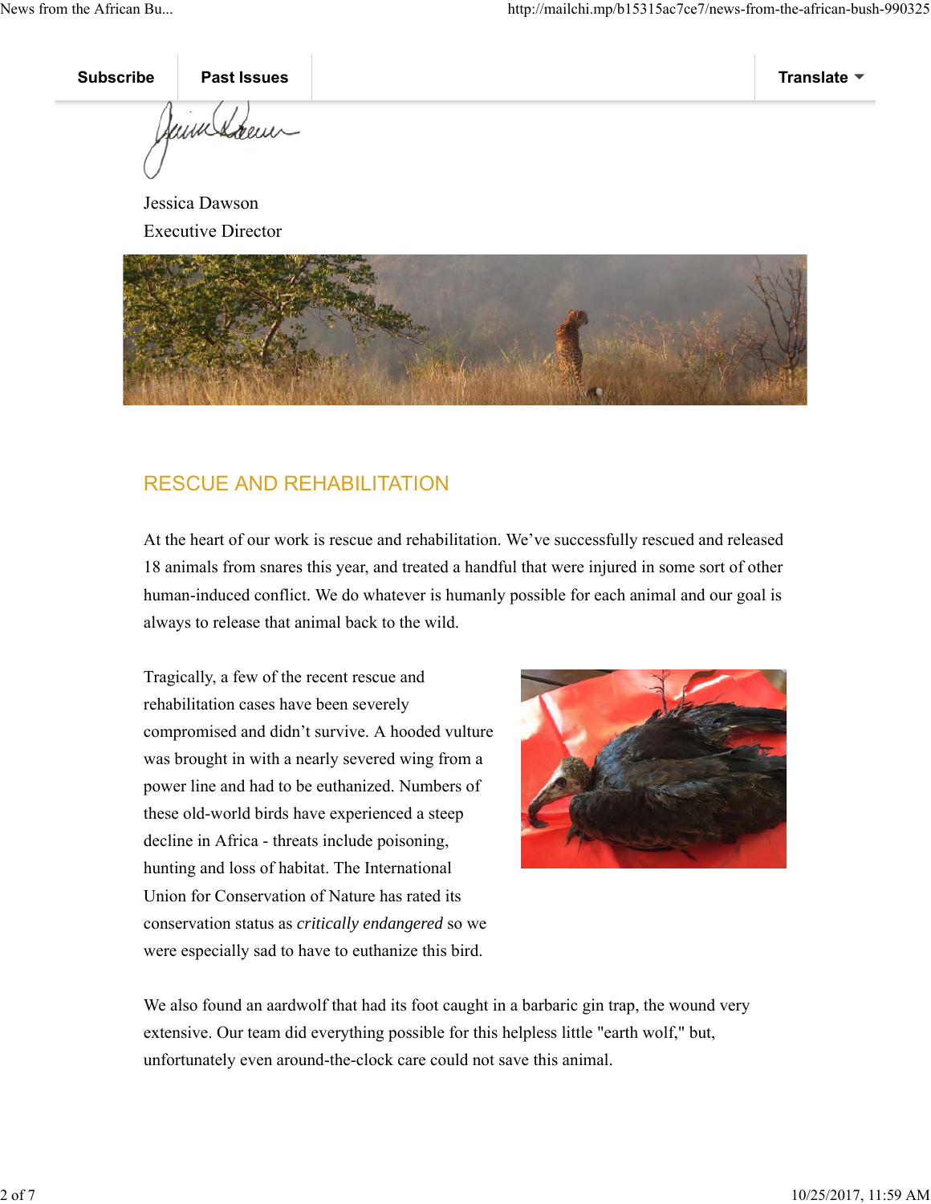Jessica Dawson
Executive Director

## RESCUE AND REHABILITATION

At the heart of our work is rescue and rehabilitation. We've successfully rescued and released 18 animals from snares this year, and treated a handful that were injured in some sort of other human-induced conflict. We do whatever is humanly possible for each animal and our goal is always to release that animal back to the wild.

Tragically, a few of the recent rescue and rehabilitation cases have been severely compromised and didn't survive. A hooded vulture was brought in with a nearly severed wing from a power line and had to be euthanized. Numbers of these old-world birds have experienced a steep decline in Africa - threats include poisoning, hunting and loss of habitat. The International Union for Conservation of Nature has rated its conservation status as *critically endangered* so we were especially sad to have to euthanize this bird.

We also found an aardwolf that had its foot caught in a barbaric gin trap, the wound very extensive. Our team did everything possible for this helpless little "earth wolf," but, unfortunately even around-the-clock care could not save this animal.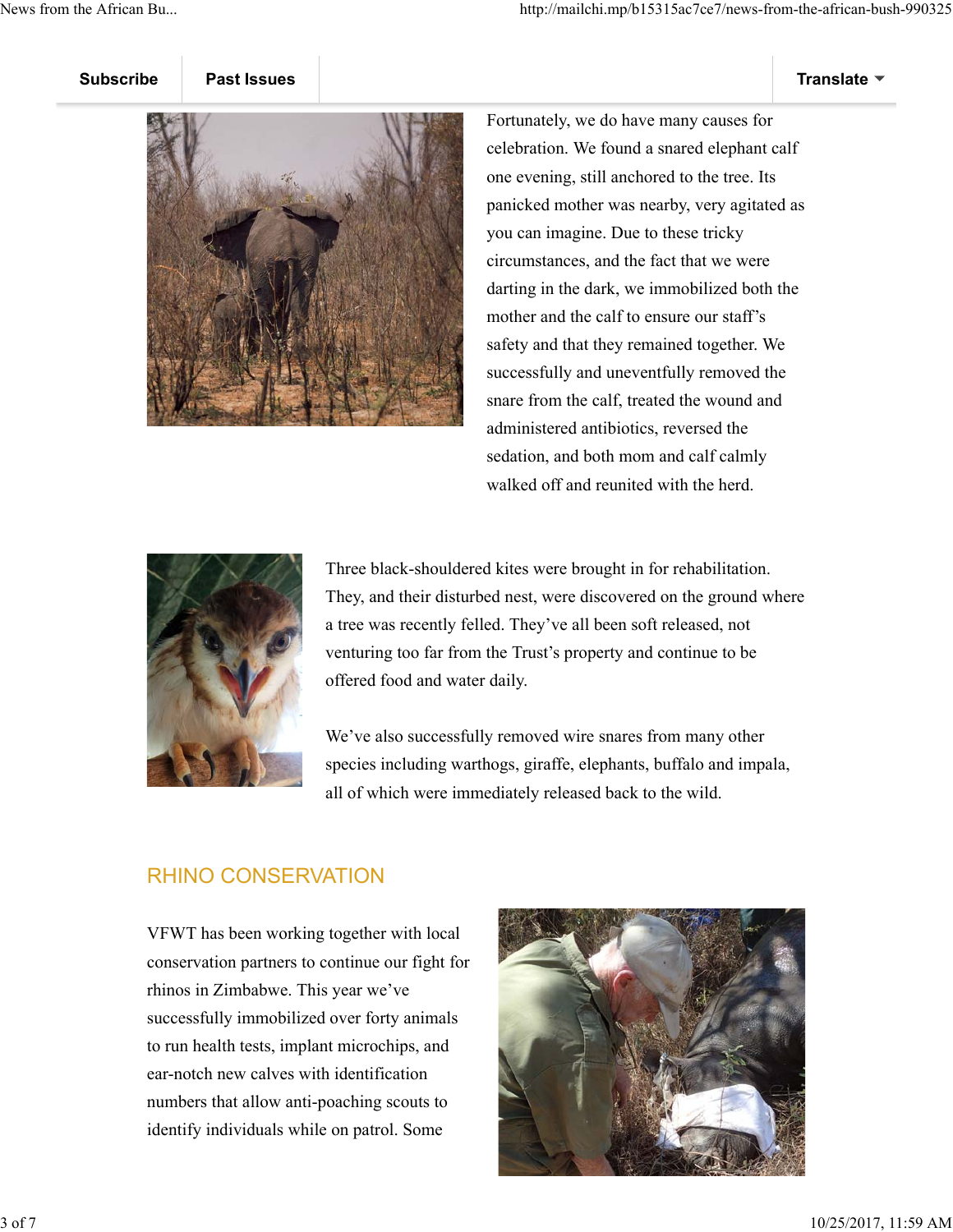Fortunately, we do have many causes for celebration. We found a snared elephant calf one evening, still anchored to the tree. Its panicked mother was nearby, very agitated as you can imagine. Due to these tricky circumstances, and the fact that we were darting in the dark, we immobilized both the mother and the calf to ensure our staff's safety and that they remained together. We successfully and uneventfully removed the snare from the calf, treated the wound and administered antibiotics, reversed the sedation, and both mom and calf calmly walked off and reunited with the herd.

Three black-shouldered kites were brought in for rehabilitation. They, and their disturbed nest, were discovered on the ground where a tree was recently felled. They've all been soft released, not venturing too far from the Trust's property and continue to be offered food and water daily.

We've also successfully removed wire snares from many other species including warthogs, giraffe, elephants, buffalo and impala, all of which were immediately released back to the wild.

## RHINO CONSERVATION

VFWT has been working together with local conservation partners to continue our fight for rhinos in Zimbabwe. This year we've successfully immobilized over forty animals to run health tests, implant microchips, and ear-notch new calves with identification numbers that allow anti-poaching scouts to identify individuals while on patrol. Some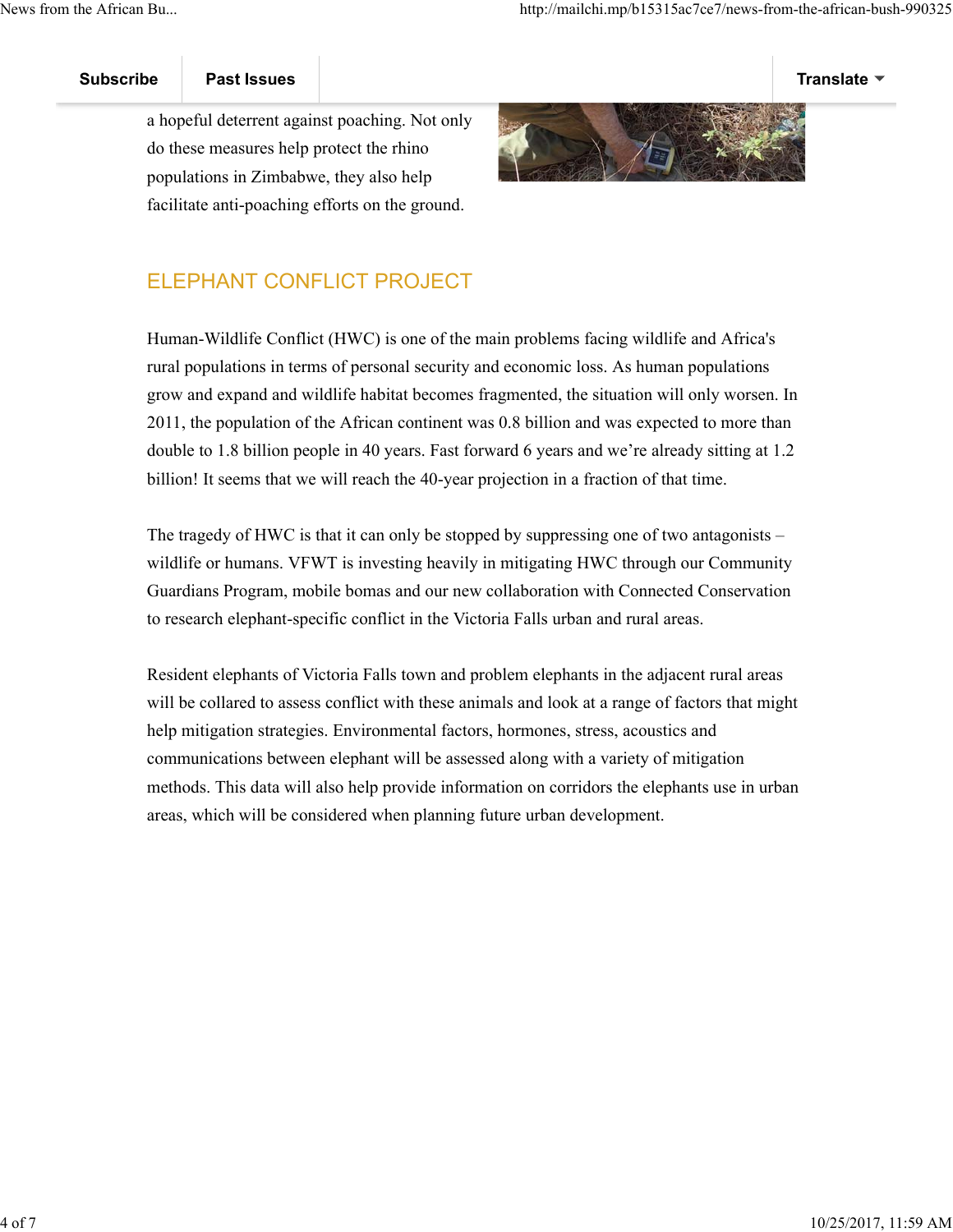a hopeful deterrent against poaching. Not only do these measures help protect the rhino populations in Zimbabwe, they also help facilitate anti-poaching efforts on the ground.

## ELEPHANT CONFLICT PROJECT

Human-Wildlife Conflict (HWC) is one of the main problems facing wildlife and Africa's rural populations in terms of personal security and economic loss. As human populations grow and expand and wildlife habitat becomes fragmented, the situation will only worsen. In 2011, the population of the African continent was 0.8 billion and was expected to more than double to 1.8 billion people in 40 years. Fast forward 6 years and we're already sitting at 1.2 billion! It seems that we will reach the 40-year projection in a fraction of that time.

The tragedy of HWC is that it can only be stopped by suppressing one of two antagonists – wildlife or humans. VFWT is investing heavily in mitigating HWC through our Community Guardians Program, mobile bomas and our new collaboration with Connected Conservation to research elephant-specific conflict in the Victoria Falls urban and rural areas.

Resident elephants of Victoria Falls town and problem elephants in the adjacent rural areas will be collared to assess conflict with these animals and look at a range of factors that might help mitigation strategies. Environmental factors, hormones, stress, acoustics and communications between elephant will be assessed along with a variety of mitigation methods. This data will also help provide information on corridors the elephants use in urban areas, which will be considered when planning future urban development.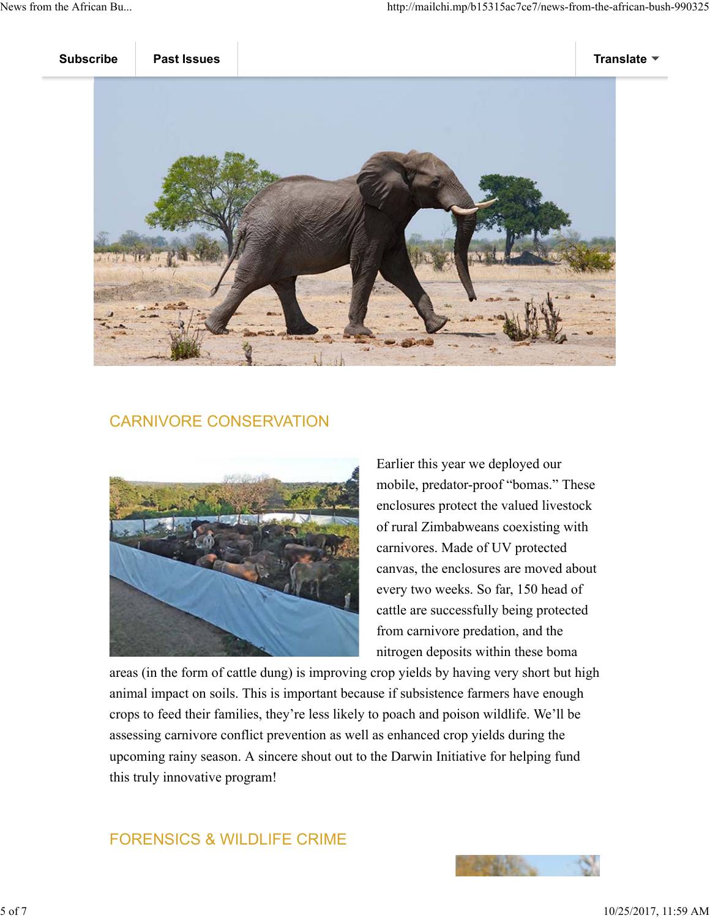## CARNIVORE CONSERVATION

Earlier this year we deployed our mobile, predator-proof "bomas." These enclosures protect the valued livestock of rural Zimbabweans coexisting with carnivores. Made of UV protected canvas, the enclosures are moved about every two weeks. So far, 150 head of cattle are successfully being protected from carnivore predation, and the nitrogen deposits within these boma areas (in the form of cattle dung) is improving crop yields by having very short but high animal impact on soils. This is important because if subsistence farmers have enough crops to feed their families, they're less likely to poach and poison wildlife. We'll be assessing carnivore conflict prevention as well as enhanced crop yields during the upcoming rainy season. A sincere shout out to the Darwin Initiative for helping fund this truly innovative program!

## FORENSICS & WILDLIFE CRIME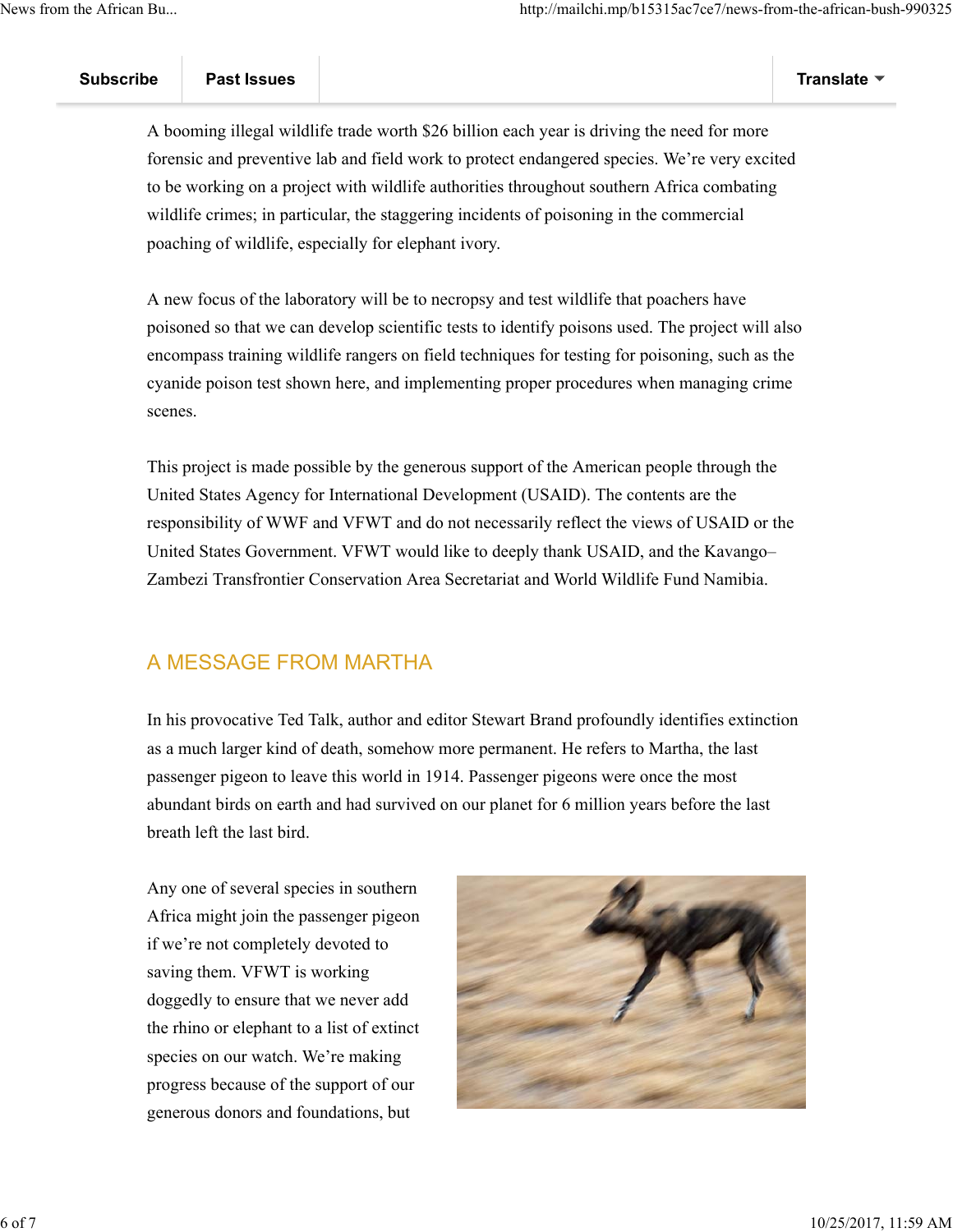A booming illegal wildlife trade worth $26 billion each year is driving the need for more forensic and preventive lab and field work to protect endangered species. We're very excited to be working on a project with wildlife authorities throughout southern Africa combating wildlife crimes; in particular, the staggering incidents of poisoning in the commercial poaching of wildlife, especially for elephant ivory.

A new focus of the laboratory will be to necropsy and test wildlife that poachers have poisoned so that we can develop scientific tests to identify poisons used. The project will also encompass training wildlife rangers on field techniques for testing for poisoning, such as the cyanide poison test shown here, and implementing proper procedures when managing crime scenes.

This project is made possible by the generous support of the American people through the United States Agency for International Development (USAID). The contents are the responsibility of WWF and VFWT and do not necessarily reflect the views of USAID or the United States Government. VFWT would like to deeply thank USAID, and the Kavango–Zambezi Transfrontier Conservation Area Secretariat and World Wildlife Fund Namibia.

## A MESSAGE FROM MARTHA

In his provocative Ted Talk, author and editor Stewart Brand profoundly identifies extinction as a much larger kind of death, somehow more permanent. He refers to Martha, the last passenger pigeon to leave this world in 1914. Passenger pigeons were once the most abundant birds on earth and had survived on our planet for 6 million years before the last breath left the last bird.

Any one of several species in southern Africa might join the passenger pigeon if we're not completely devoted to saving them. VFWT is working doggedly to ensure that we never add the rhino or elephant to a list of extinct species on our watch. We're making progress because of the support of our generous donors and foundations, but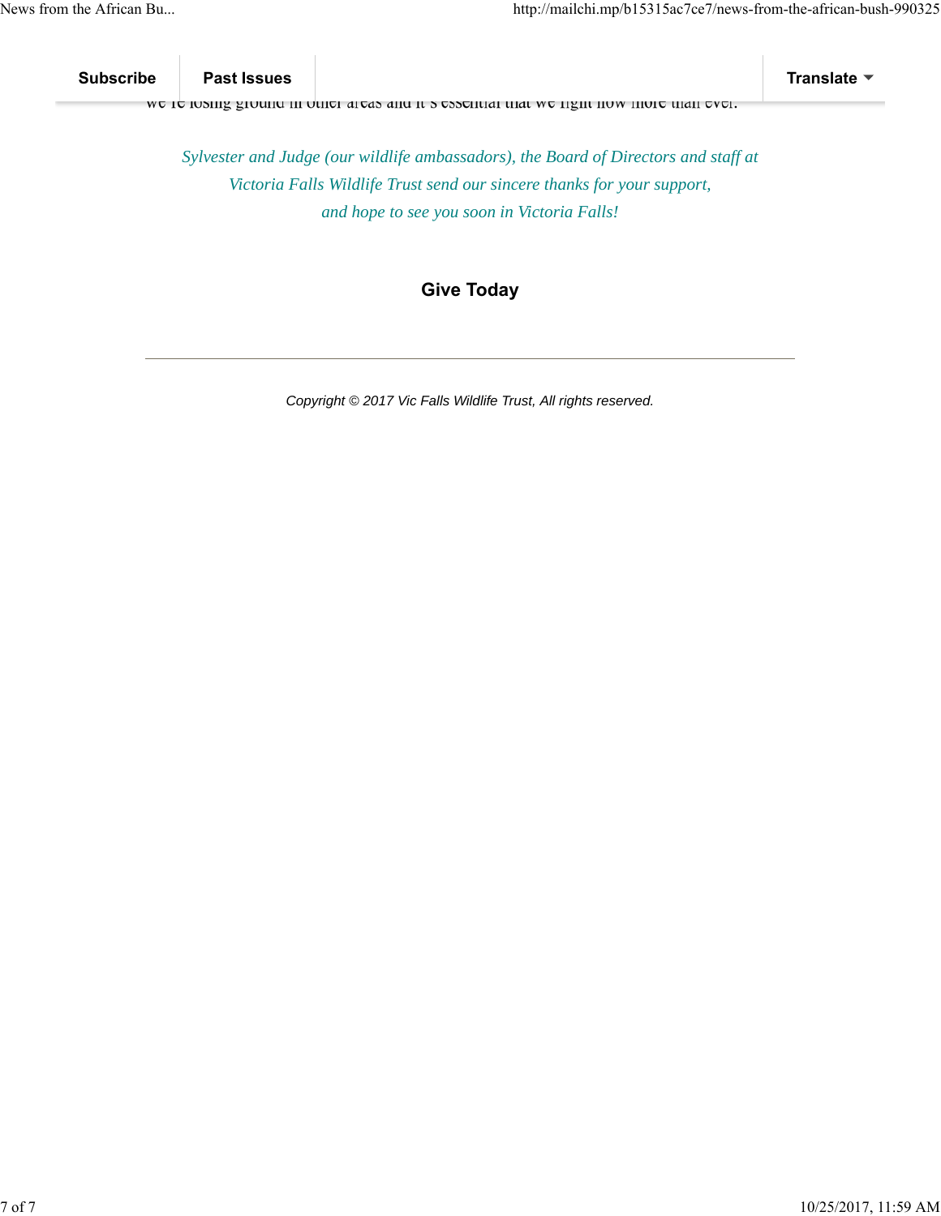we're losing ground in other areas and it's essential that we fight now more than ever.

*Sylvester and Judge (our wildlife ambassadors), the Board of Directors and staff at Victoria Falls Wildlife Trust send our sincere thanks for your support, and hope to see you soon in Victoria Falls!*

**Give Today**

---

*Copyright © 2017 Vic Falls Wildlife Trust, All rights reserved.*